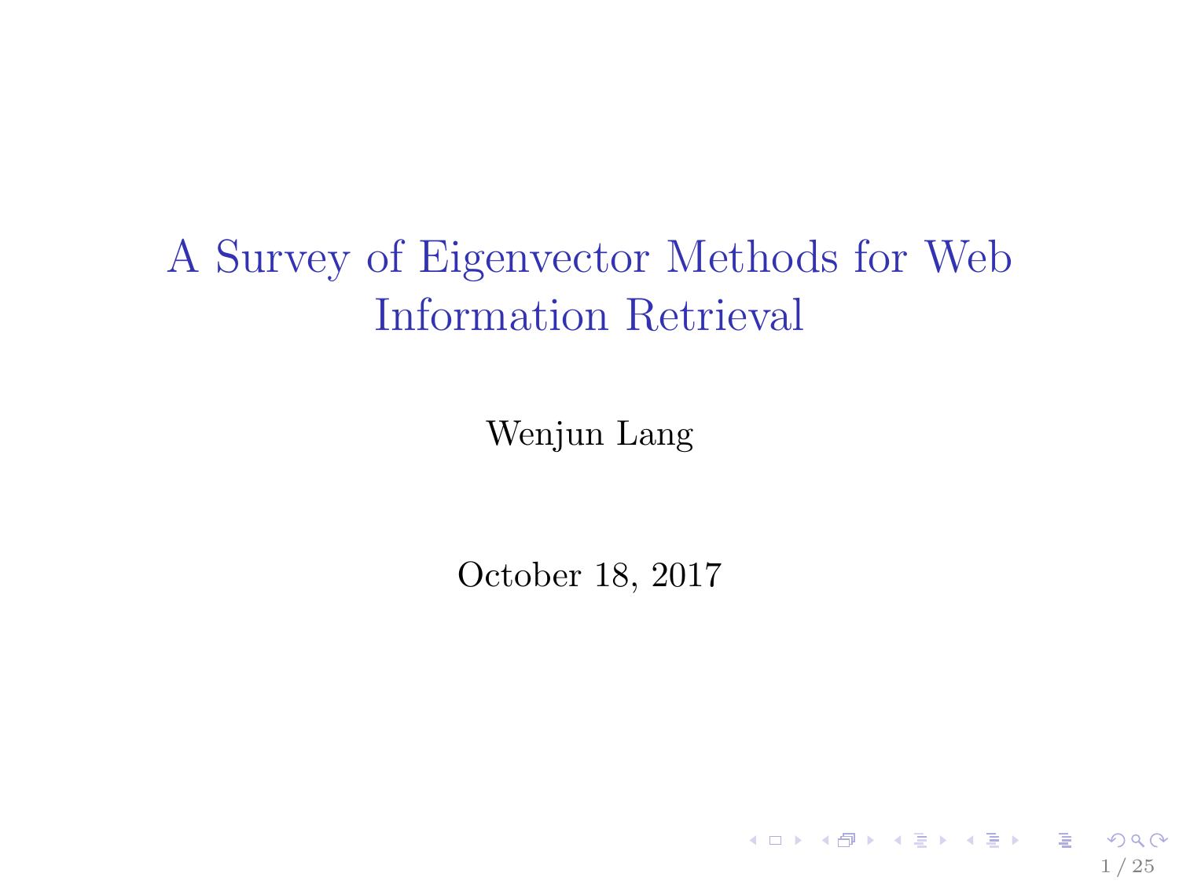# A Survey of Eigenvector Methods for Web Information Retrieval

Wenjun Lang

October 18, 2017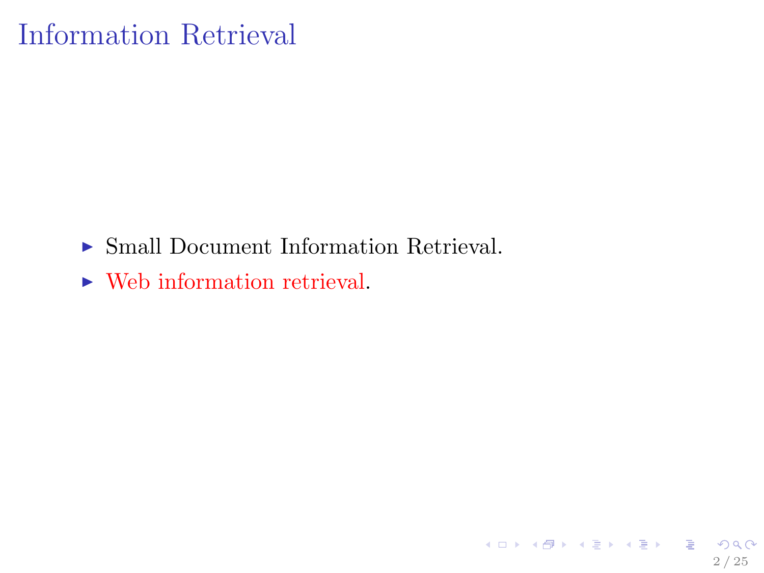# Information Retrieval

- Small Document Information Retrieval.
- Web information retrieval.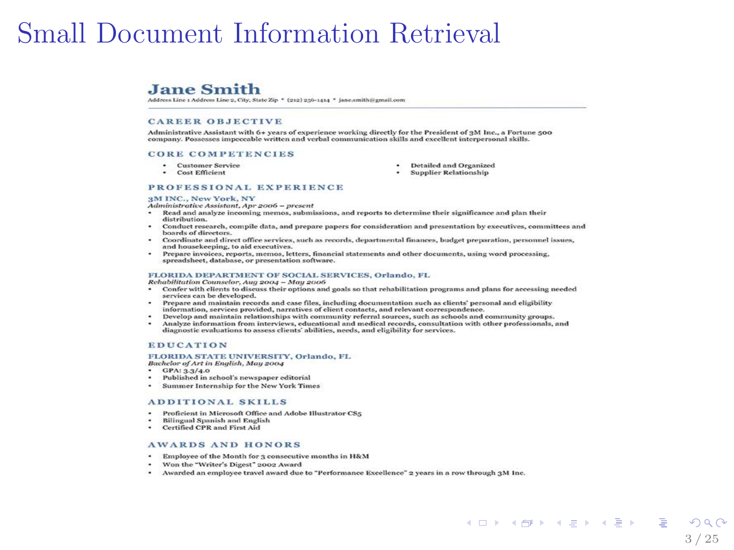# Small Document Information Retrieval

## Jane Smith

Address Line 1 Address Line 2, City, State Zip * (212) 256-1414 * jane.smith@gmail.com

### CAREER OBJECTIVE

Administrative Assistant with 6+ years of experience working directly for the President of 3M Inc., a Fortune 500 company. Possesses impeccable written and verbal communication skills and excellent interpersonal skills.

### CORE COMPETENCIES

- Customer Service
- Cost Efficient
- Detailed and Organized
- Supplier Relationship

### PROFESSIONAL EXPERIENCE

**3M INC., New York, NY**
*Administrative Assistant, Apr 2006 – present*

- Read and analyze incoming memos, submissions, and reports to determine their significance and plan their distribution.
- Conduct research, compile data, and prepare papers for consideration and presentation by executives, committees and boards of directors.
- Coordinate and direct office services, such as records, departmental finances, budget preparation, personnel issues, and housekeeping, to aid executives.
- Prepare invoices, reports, memos, letters, financial statements and other documents, using word processing, spreadsheet, database, or presentation software.

**FLORIDA DEPARTMENT OF SOCIAL SERVICES, Orlando, FL**
*Rehabilitation Counselor, Aug 2004 – May 2006*

- Confer with clients to discuss their options and goals so that rehabilitation programs and plans for accessing needed services can be developed.
- Prepare and maintain records and case files, including documentation such as clients' personal and eligibility information, services provided, narratives of client contacts, and relevant correspondence.
- Develop and maintain relationships with community referral sources, such as schools and community groups.
- Analyze information from interviews, educational and medical records, consultation with other professionals, and diagnostic evaluations to assess clients' abilities, needs, and eligibility for services.

### EDUCATION

**FLORIDA STATE UNIVERSITY, Orlando, FL**
*Bachelor of Art in English, May 2004*

- GPA: 3.3/4.0
- Published in school's newspaper editorial
- Summer Internship for the New York Times

### ADDITIONAL SKILLS

- Proficient in Microsoft Office and Adobe Illustrator CS5
- Bilingual Spanish and English
- Certified CPR and First Aid

### AWARDS AND HONORS

- Employee of the Month for 3 consecutive months in H&M
- Won the "Writer's Digest" 2002 Award
- Awarded an employee travel award due to "Performance Excellence" 2 years in a row through 3M Inc.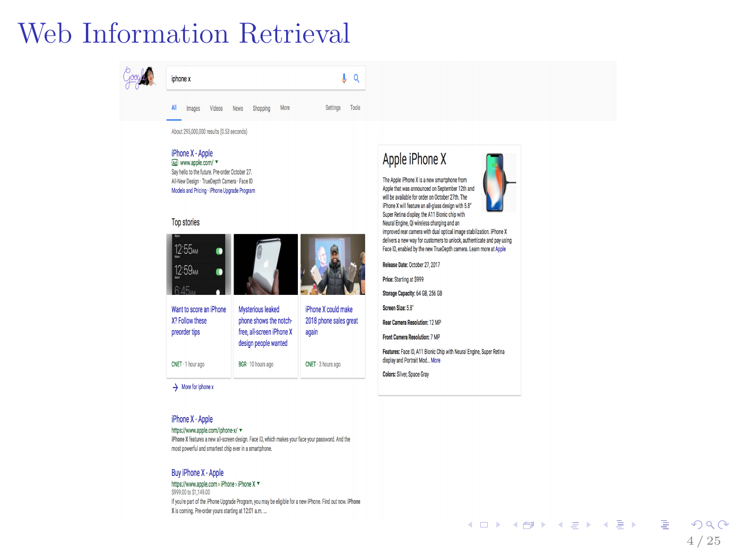# Web Information Retrieval

iphone x

All Images Videos News Shopping More Settings Tools

About 295,000,000 results (0.53 seconds)

**iPhone X - Apple**
Ad www.apple.com/
Say hello to the future. Pre-order October 27.
All-New Design · TrueDepth Camera · Face ID
Models and Pricing · iPhone Upgrade Program

**Top stories**

- Want to score an iPhone X? Follow these preorder tips — CNET · 1 hour ago
- Mysterious leaked phone shows the notch-free, all-screen iPhone X design people wanted — BGR · 10 hours ago
- iPhone X could make 2018 phone sales great again — CNET · 3 hours ago

More for iphone x

**iPhone X - Apple**
https://www.apple.com/iphone-x/
iPhone X features a new all-screen design. Face ID, which makes your face your password. And the most powerful and smartest chip ever in a smartphone.

**Buy iPhone X - Apple**
https://www.apple.com › iPhone › iPhone X
$999.00 to $1,149.00
If you're part of the iPhone Upgrade Program, you may be eligible for a new iPhone. Find out now. iPhone X is coming. Pre-order yours starting at 12:01 a.m. ...

**Apple iPhone X**

The Apple iPhone X is a new smartphone from Apple that was announced on September 12th and will be available for order on October 27th. The iPhone X will feature an all-glass design with 5.8" Super Retina display, the A11 Bionic chip with Neural Engine, Qi wireless charging and an improved rear camera with dual optical image stabilization. iPhone X delivers a new way for customers to unlock, authenticate and pay using Face ID, enabled by the new TrueDepth camera. Learn more at Apple

**Release Date:** October 27, 2017

**Price:** Starting at $999

**Storage Capacity:** 64 GB, 256 GB

**Screen Size:** 5.8"

**Rear Camera Resolution:** 12 MP

**Front Camera Resolution:** 7 MP

**Features:** Face ID, A11 Bionic Chip with Neural Engine, Super Retina display and Portrait Mod... More

**Colors:** Silver, Space Gray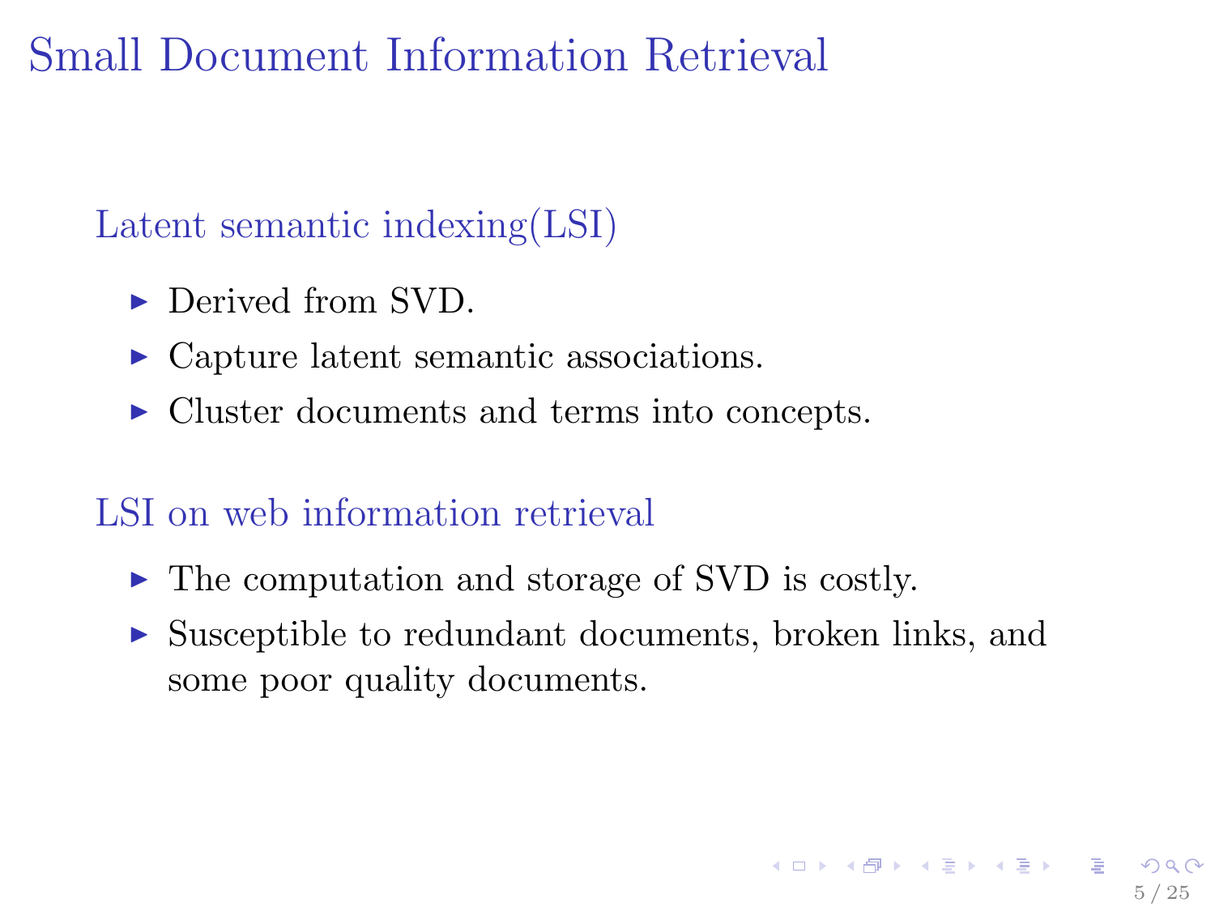# Small Document Information Retrieval

## Latent semantic indexing(LSI)

- Derived from SVD.
- Capture latent semantic associations.
- Cluster documents and terms into concepts.

## LSI on web information retrieval

- The computation and storage of SVD is costly.
- Susceptible to redundant documents, broken links, and some poor quality documents.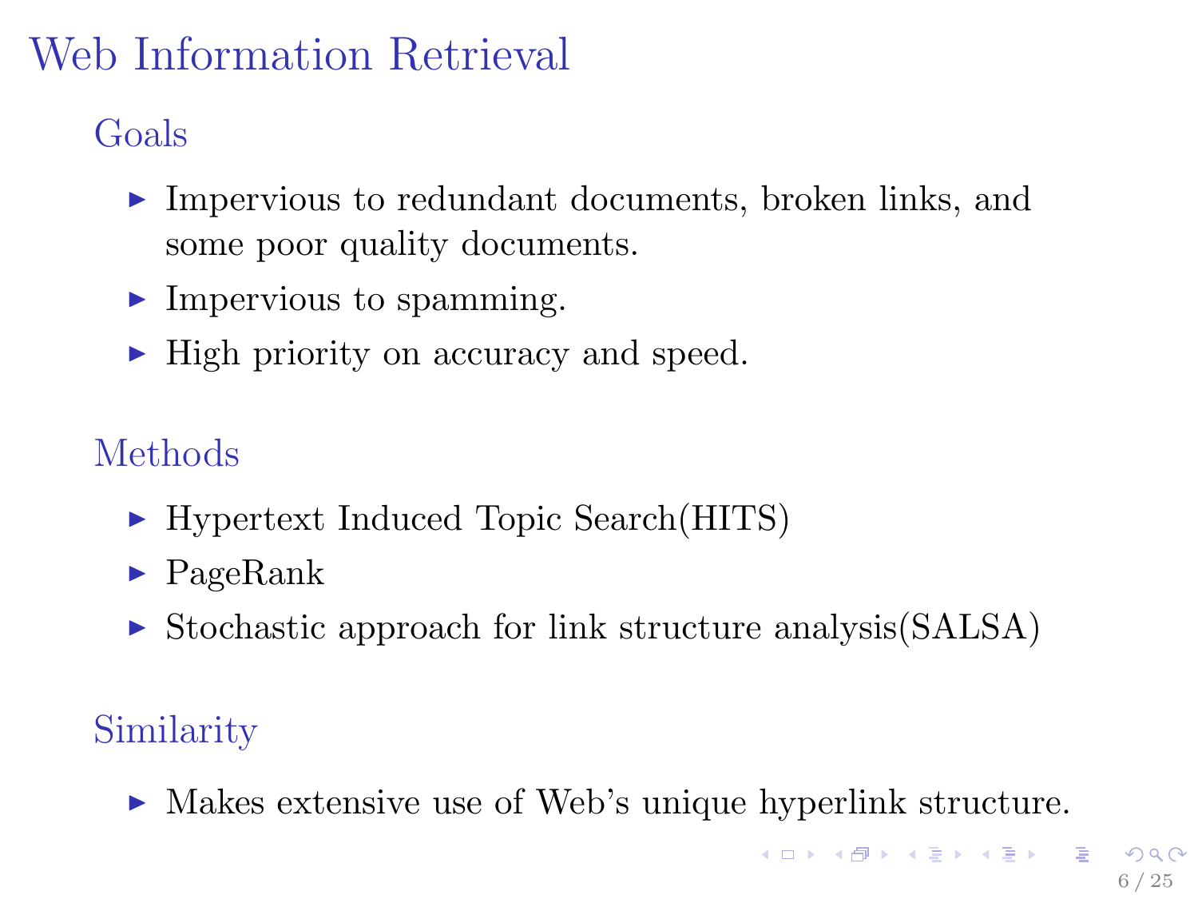# Web Information Retrieval

## Goals

- Impervious to redundant documents, broken links, and some poor quality documents.
- Impervious to spamming.
- High priority on accuracy and speed.

## Methods

- Hypertext Induced Topic Search(HITS)
- PageRank
- Stochastic approach for link structure analysis(SALSA)

## Similarity

- Makes extensive use of Web's unique hyperlink structure.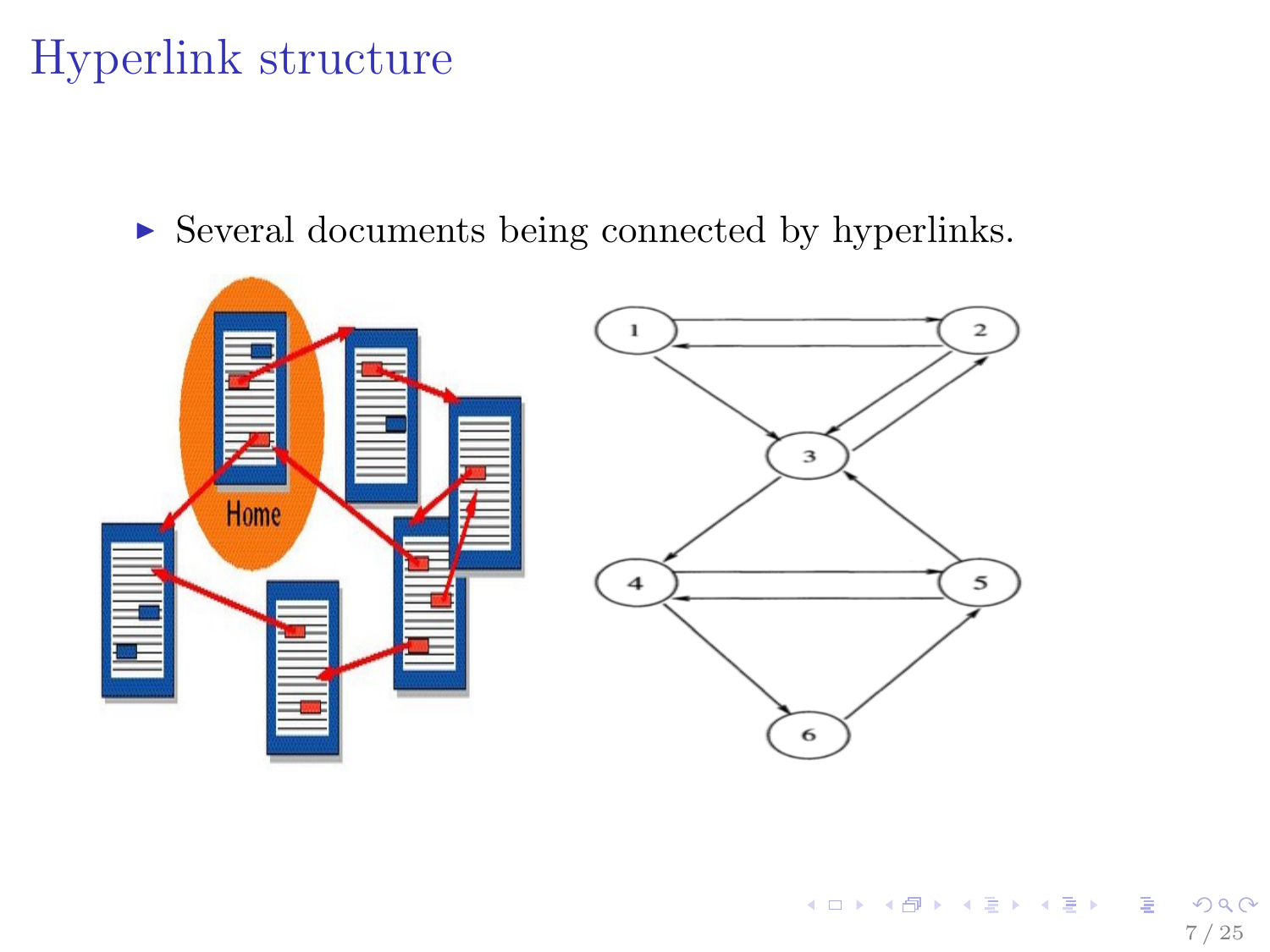# Hyperlink structure

- Several documents being connected by hyperlinks.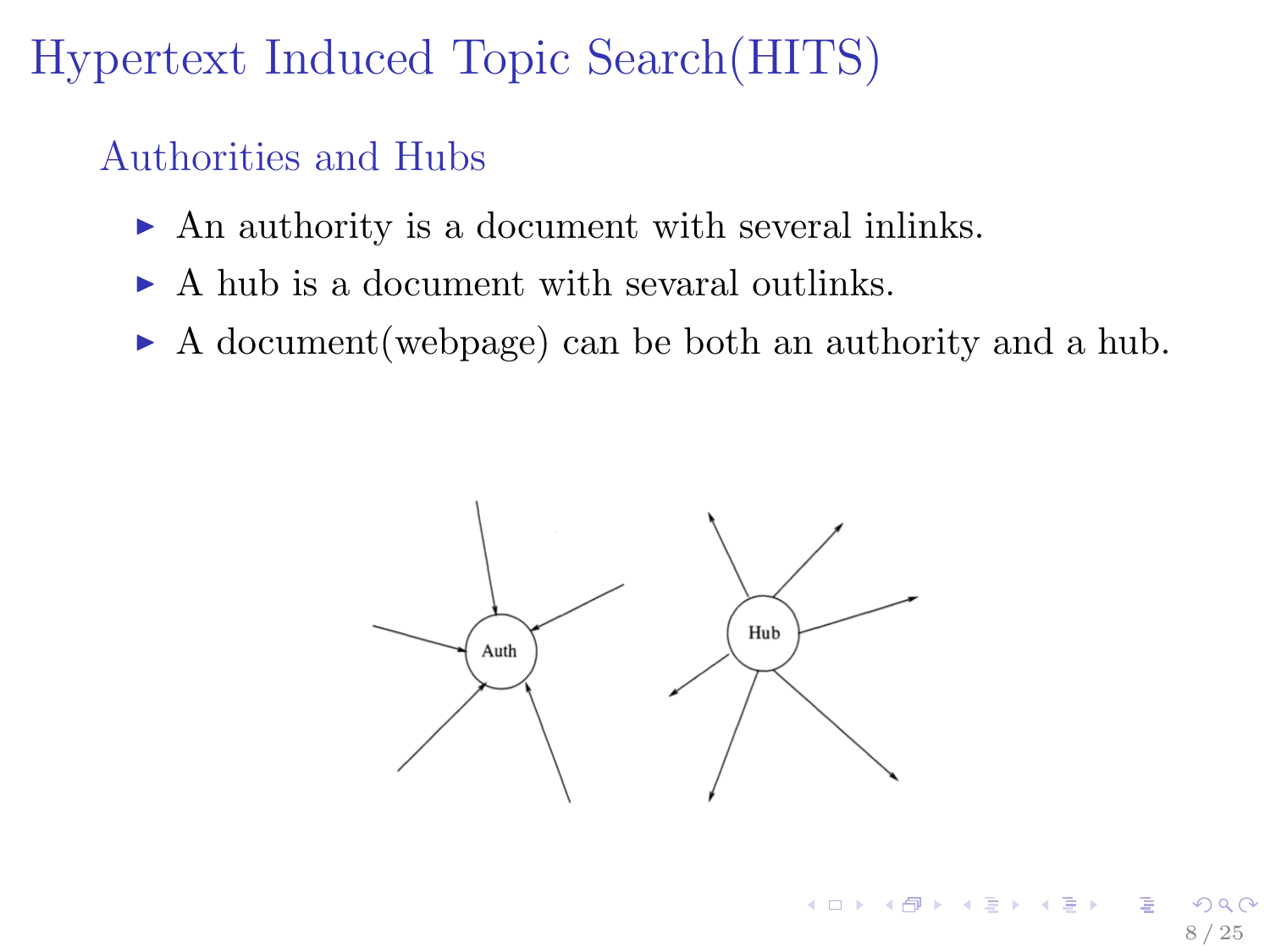# Hypertext Induced Topic Search(HITS)

## Authorities and Hubs

- An authority is a document with several inlinks.
- A hub is a document with sevaral outlinks.
- A document(webpage) can be both an authority and a hub.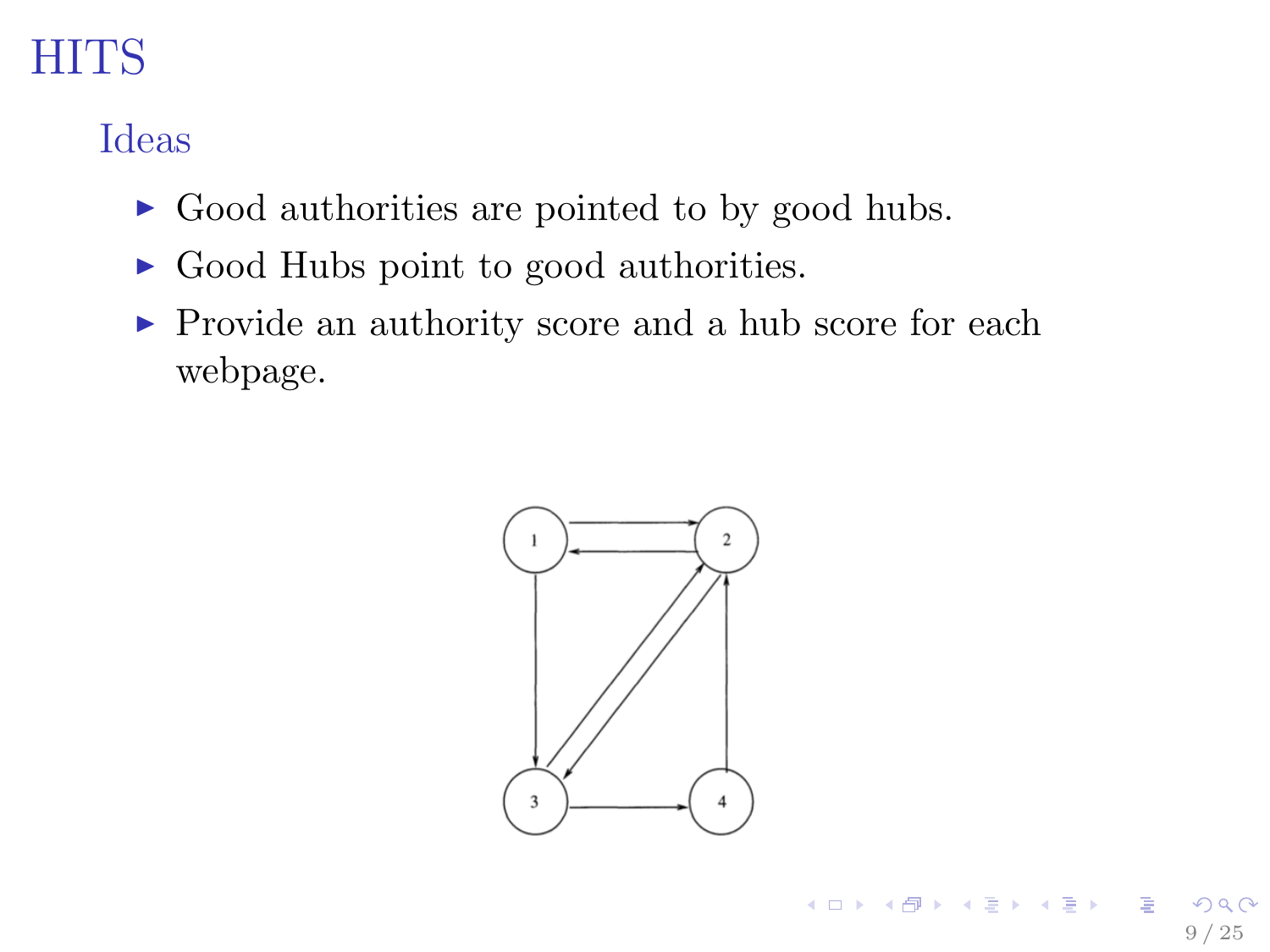# HITS

## Ideas

- Good authorities are pointed to by good hubs.
- Good Hubs point to good authorities.
- Provide an authority score and a hub score for each webpage.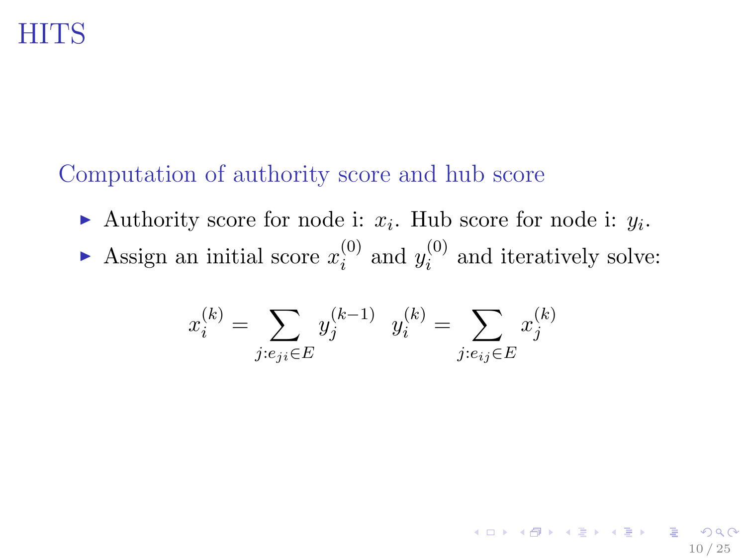# HITS

## Computation of authority score and hub score

- Authority score for node i: $x_i$. Hub score for node i: $y_i$.
- Assign an initial score $x_i^{(0)}$ and $y_i^{(0)}$ and iteratively solve:

$$x_i^{(k)} = \sum_{j:e_{ji}\in E} y_j^{(k-1)} \quad y_i^{(k)} = \sum_{j:e_{ij}\in E} x_j^{(k)}$$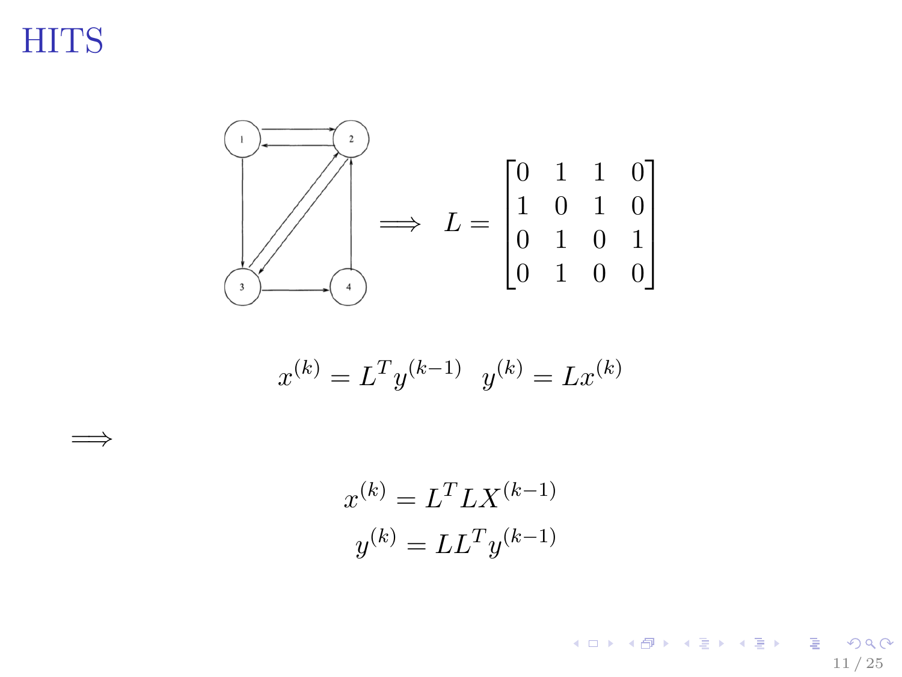# HITS

$$\Longrightarrow \quad L = \begin{bmatrix} 0 & 1 & 1 & 0 \\ 1 & 0 & 1 & 0 \\ 0 & 1 & 0 & 1 \\ 0 & 1 & 0 & 0 \end{bmatrix}$$

$$x^{(k)} = L^T y^{(k-1)} \quad y^{(k)} = Lx^{(k)}$$

$\Longrightarrow$

$$x^{(k)} = L^T L X^{(k-1)}$$
$$y^{(k)} = LL^T y^{(k-1)}$$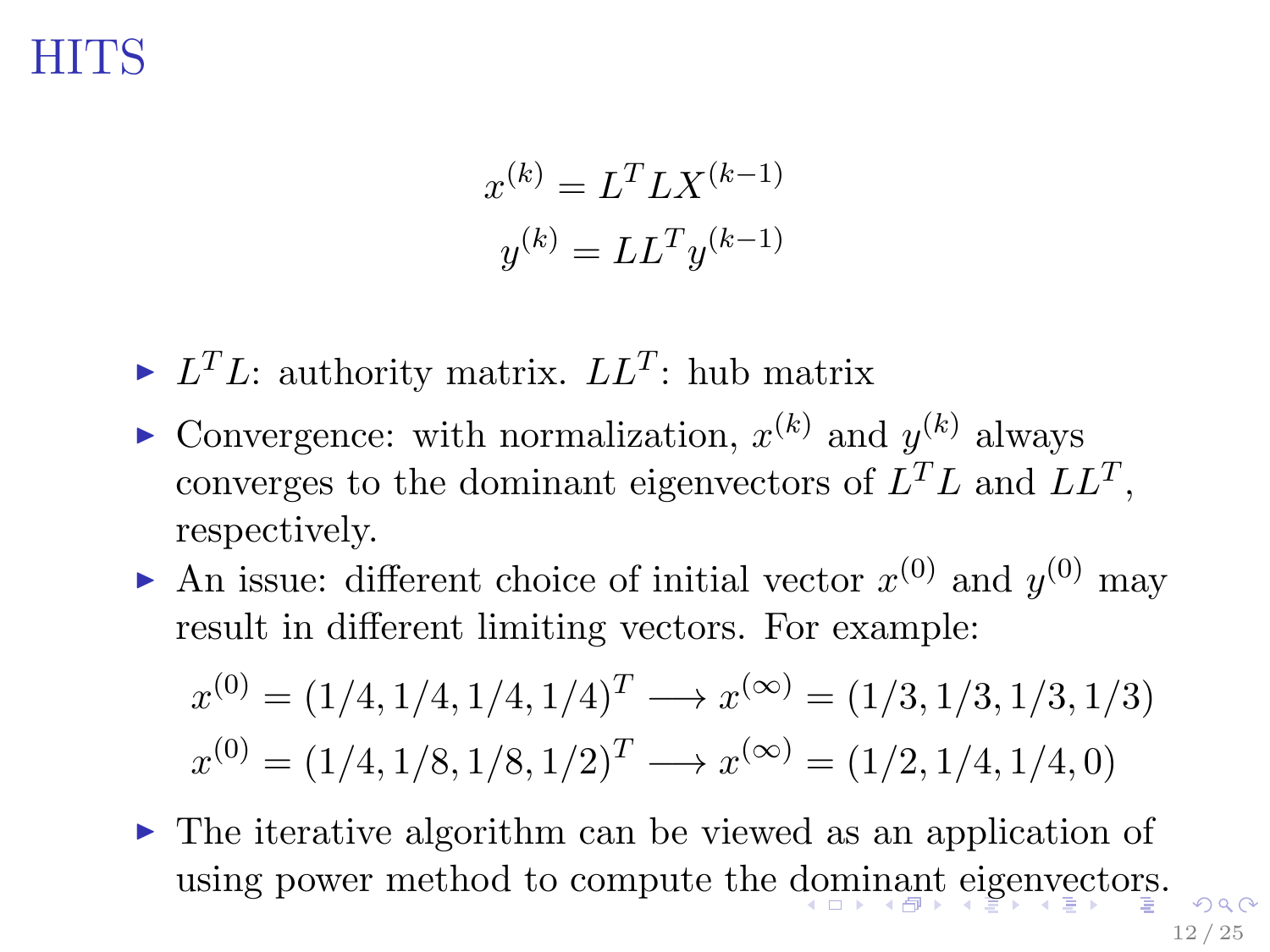# HITS

$$x^{(k)} = L^T L X^{(k-1)}$$
$$y^{(k)} = L L^T y^{(k-1)}$$

- $L^T L$: authority matrix. $LL^T$: hub matrix
- Convergence: with normalization, $x^{(k)}$ and $y^{(k)}$ always converges to the dominant eigenvectors of $L^T L$ and $LL^T$, respectively.
- An issue: different choice of initial vector $x^{(0)}$ and $y^{(0)}$ may result in different limiting vectors. For example:

$$x^{(0)} = (1/4, 1/4, 1/4, 1/4)^T \longrightarrow x^{(\infty)} = (1/3, 1/3, 1/3, 1/3)$$
$$x^{(0)} = (1/4, 1/8, 1/8, 1/2)^T \longrightarrow x^{(\infty)} = (1/2, 1/4, 1/4, 0)$$

- The iterative algorithm can be viewed as an application of using power method to compute the dominant eigenvectors.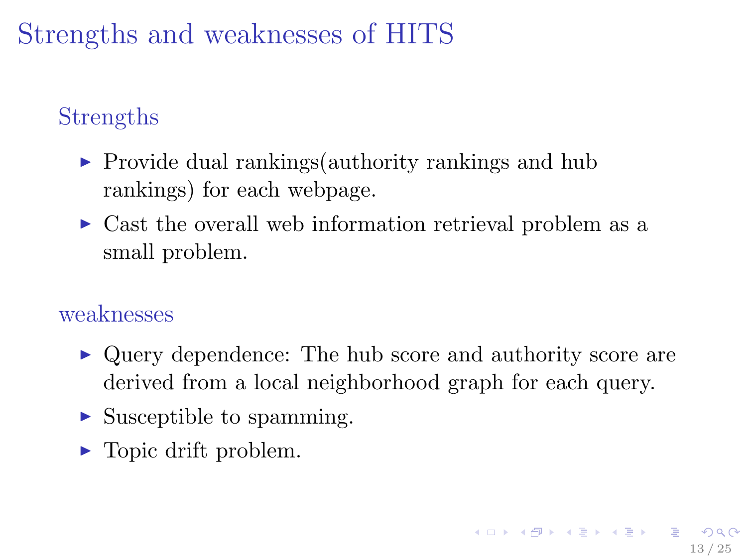# Strengths and weaknesses of HITS

## Strengths

- Provide dual rankings(authority rankings and hub rankings) for each webpage.
- Cast the overall web information retrieval problem as a small problem.

## weaknesses

- Query dependence: The hub score and authority score are derived from a local neighborhood graph for each query.
- Susceptible to spamming.
- Topic drift problem.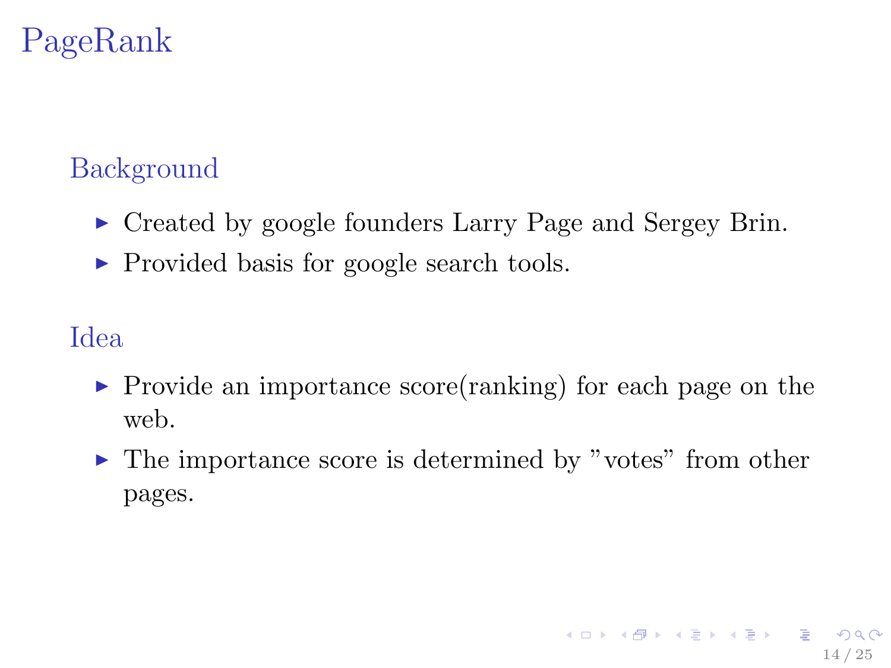# PageRank

## Background

- Created by google founders Larry Page and Sergey Brin.
- Provided basis for google search tools.

## Idea

- Provide an importance score(ranking) for each page on the web.
- The importance score is determined by "votes" from other pages.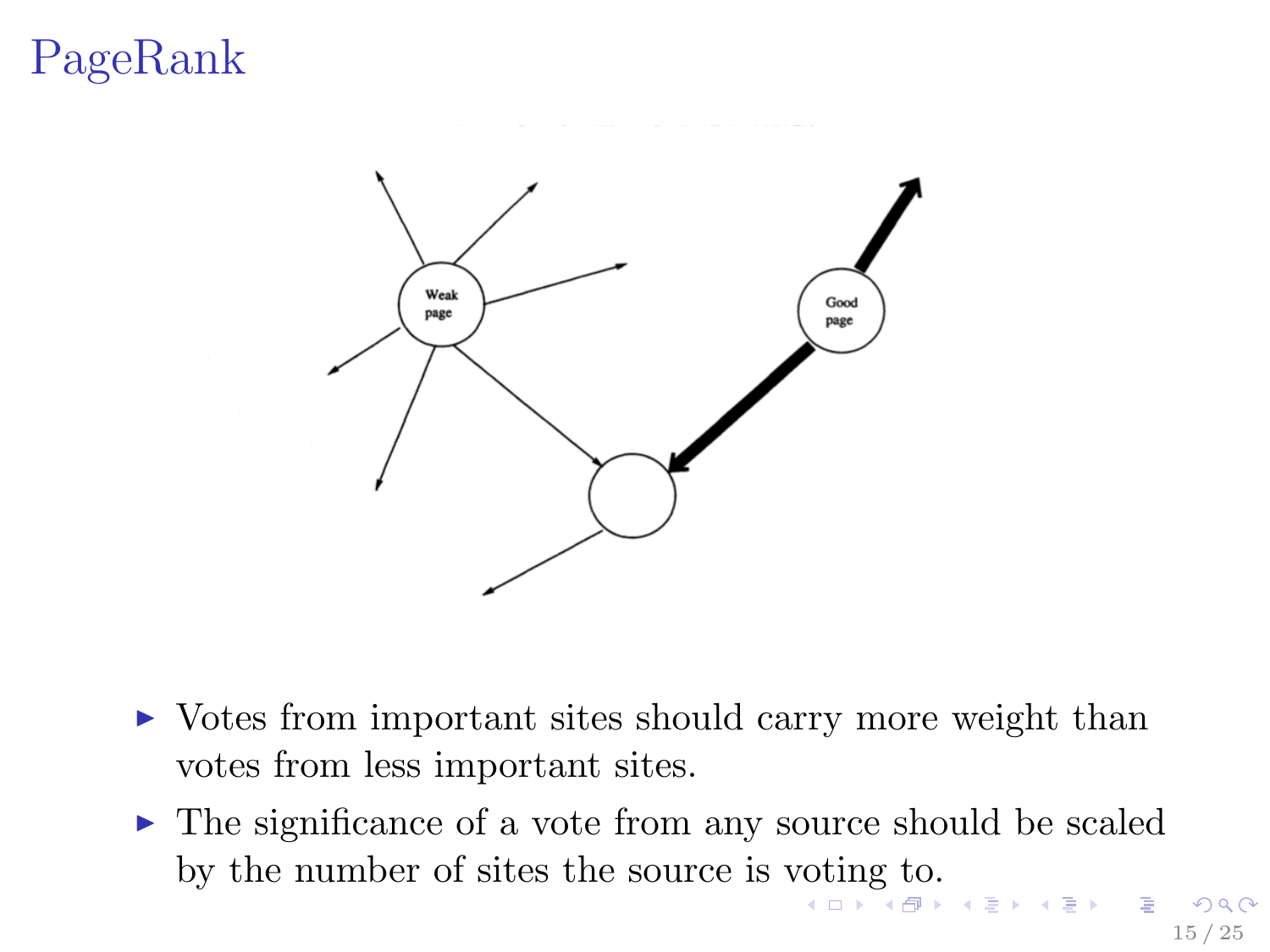# PageRank

- Votes from important sites should carry more weight than votes from less important sites.
- The significance of a vote from any source should be scaled by the number of sites the source is voting to.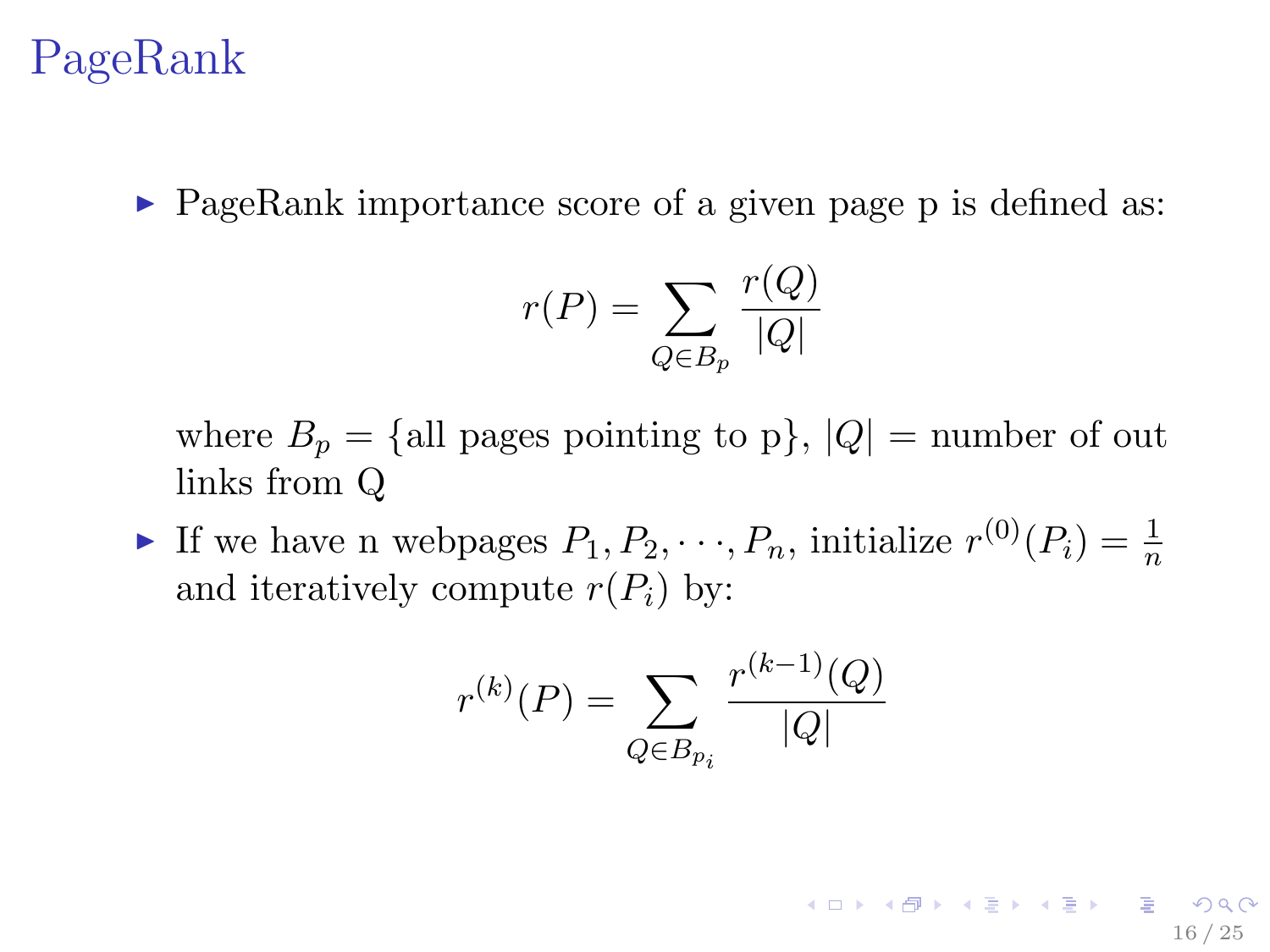# PageRank

- PageRank importance score of a given page p is defined as:

$$r(P) = \sum_{Q \in B_p} \frac{r(Q)}{|Q|}$$

  where $B_p = \{\text{all pages pointing to p}\}$, $|Q|$ = number of out links from Q

- If we have n webpages $P_1, P_2, \cdots, P_n$, initialize $r^{(0)}(P_i) = \frac{1}{n}$ and iteratively compute $r(P_i)$ by:

$$r^{(k)}(P) = \sum_{Q \in B_{p_i}} \frac{r^{(k-1)}(Q)}{|Q|}$$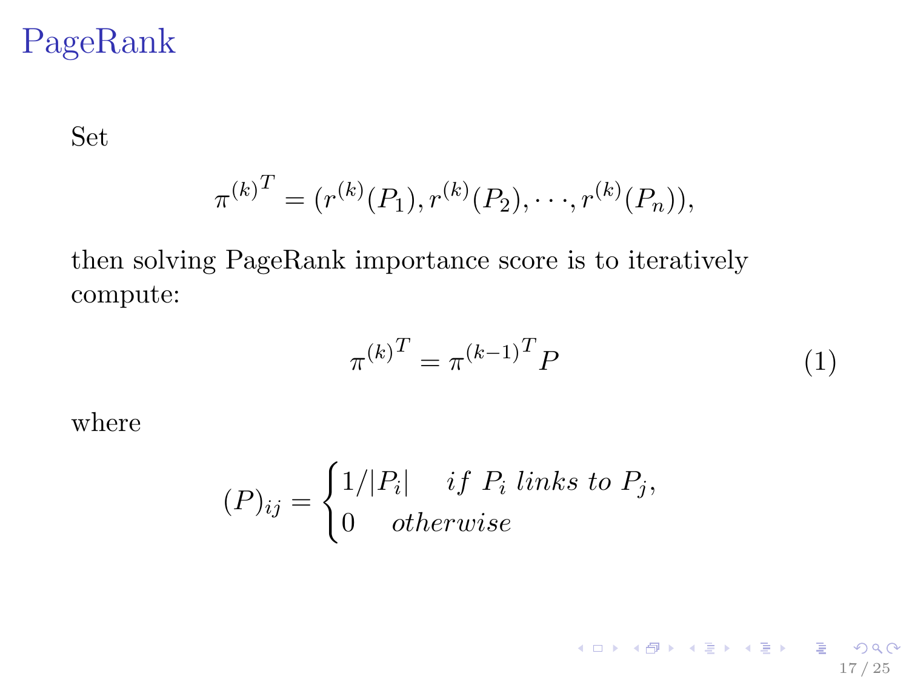# PageRank

Set

$$\pi^{(k)^T} = (r^{(k)}(P_1), r^{(k)}(P_2), \cdots, r^{(k)}(P_n)),$$

then solving PageRank importance score is to iteratively compute:

$$\pi^{(k)^T} = \pi^{(k-1)^T} P \tag{1}$$

where

$$(P)_{ij} = \begin{cases} 1/|P_i| & if\ P_i\ links\ to\ P_j, \\ 0 & otherwise \end{cases}$$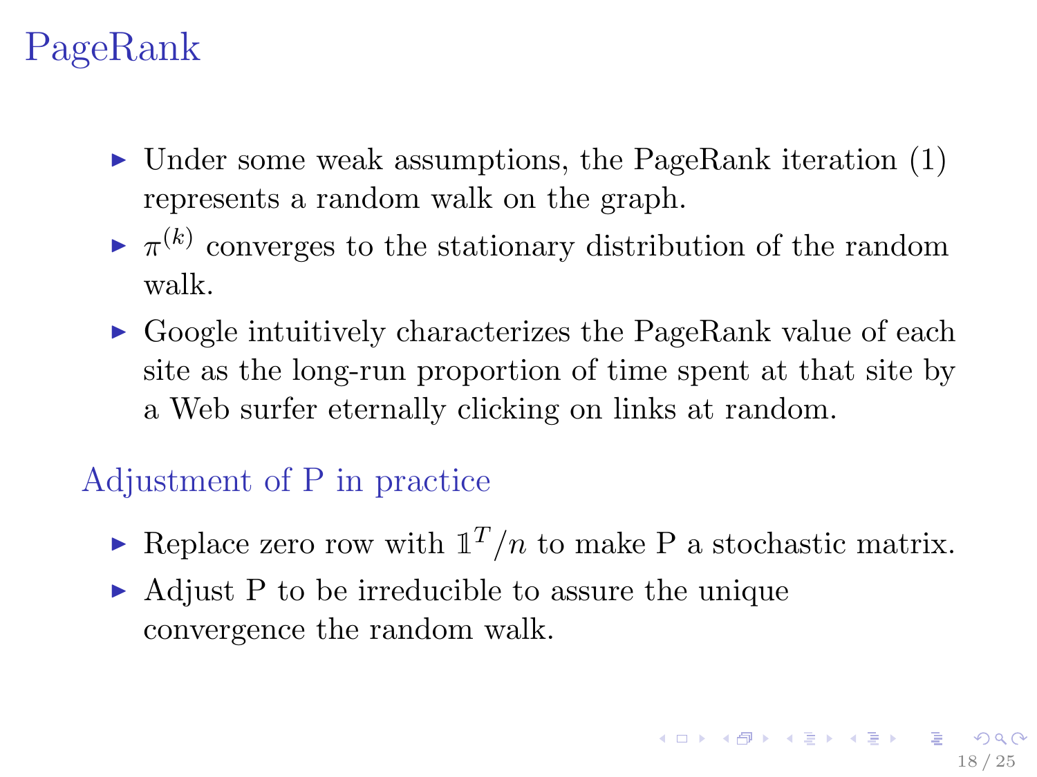# PageRank

- Under some weak assumptions, the PageRank iteration (1) represents a random walk on the graph.
- $\pi^{(k)}$ converges to the stationary distribution of the random walk.
- Google intuitively characterizes the PageRank value of each site as the long-run proportion of time spent at that site by a Web surfer eternally clicking on links at random.

## Adjustment of P in practice

- Replace zero row with $\mathbb{1}^T/n$ to make P a stochastic matrix.
- Adjust P to be irreducible to assure the unique convergence the random walk.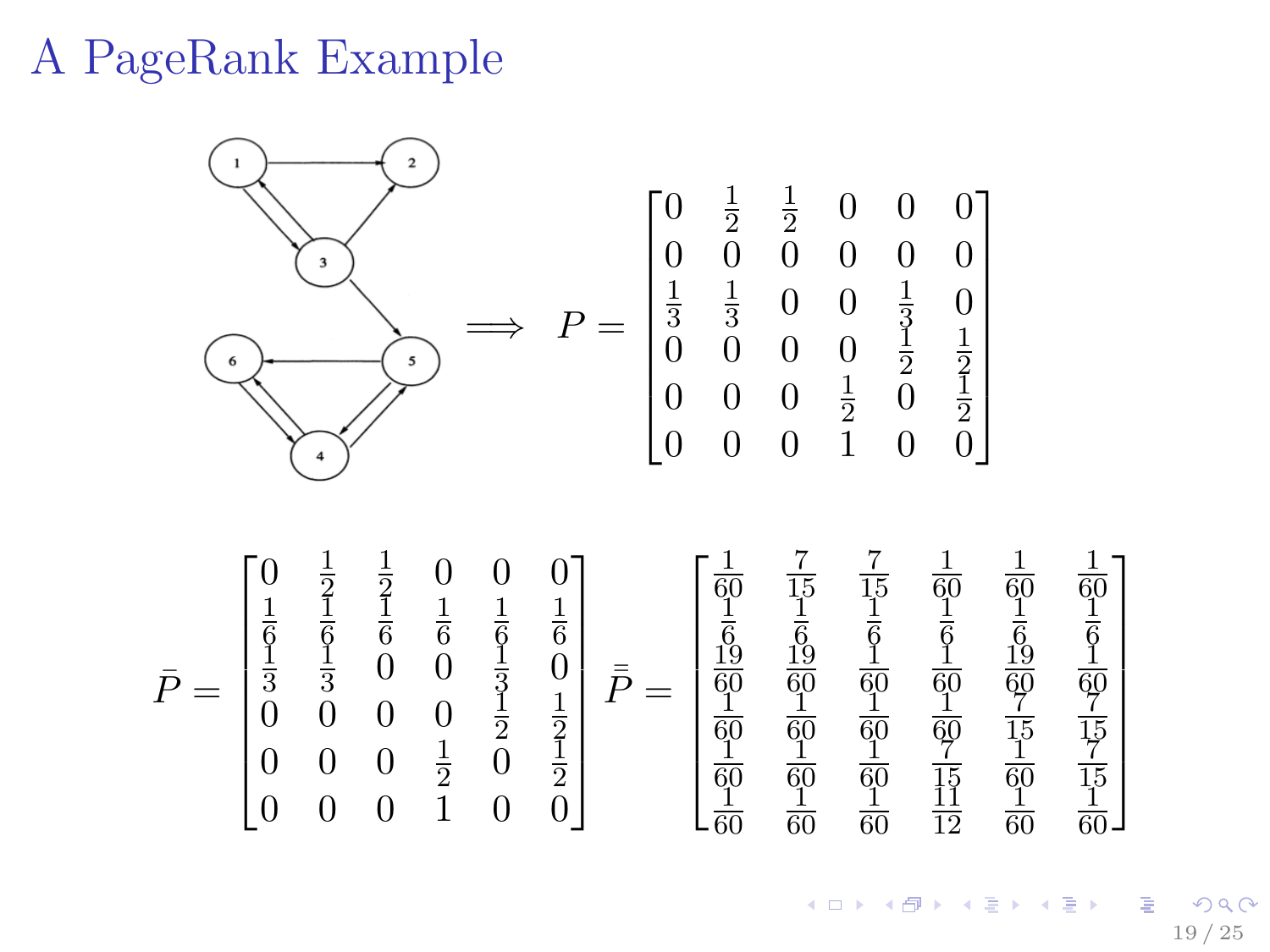# A PageRank Example

$$\Longrightarrow \quad P = \begin{bmatrix} 0 & \frac{1}{2} & \frac{1}{2} & 0 & 0 & 0 \\ 0 & 0 & 0 & 0 & 0 & 0 \\ \frac{1}{3} & \frac{1}{3} & 0 & 0 & \frac{1}{3} & 0 \\ 0 & 0 & 0 & 0 & \frac{1}{2} & \frac{1}{2} \\ 0 & 0 & 0 & \frac{1}{2} & 0 & \frac{1}{2} \\ 0 & 0 & 0 & 1 & 0 & 0 \end{bmatrix}$$

$$\bar{P} = \begin{bmatrix} 0 & \frac{1}{2} & \frac{1}{2} & 0 & 0 & 0 \\ \frac{1}{6} & \frac{1}{6} & \frac{1}{6} & \frac{1}{6} & \frac{1}{6} & \frac{1}{6} \\ \frac{1}{3} & \frac{1}{3} & 0 & 0 & \frac{1}{3} & 0 \\ 0 & 0 & 0 & 0 & \frac{1}{2} & \frac{1}{2} \\ 0 & 0 & 0 & \frac{1}{2} & 0 & \frac{1}{2} \\ 0 & 0 & 0 & 1 & 0 & 0 \end{bmatrix} \quad \bar{\bar{P}} = \begin{bmatrix} \frac{1}{60} & \frac{7}{15} & \frac{7}{15} & \frac{1}{60} & \frac{1}{60} & \frac{1}{60} \\ \frac{1}{6} & \frac{1}{6} & \frac{1}{6} & \frac{1}{6} & \frac{1}{6} & \frac{1}{6} \\ \frac{19}{60} & \frac{19}{60} & \frac{1}{60} & \frac{1}{60} & \frac{19}{60} & \frac{1}{60} \\ \frac{1}{60} & \frac{1}{60} & \frac{1}{60} & \frac{1}{60} & \frac{7}{15} & \frac{7}{15} \\ \frac{1}{60} & \frac{1}{60} & \frac{1}{60} & \frac{7}{15} & \frac{1}{60} & \frac{7}{15} \\ \frac{1}{60} & \frac{1}{60} & \frac{1}{60} & \frac{11}{12} & \frac{1}{60} & \frac{1}{60} \end{bmatrix}$$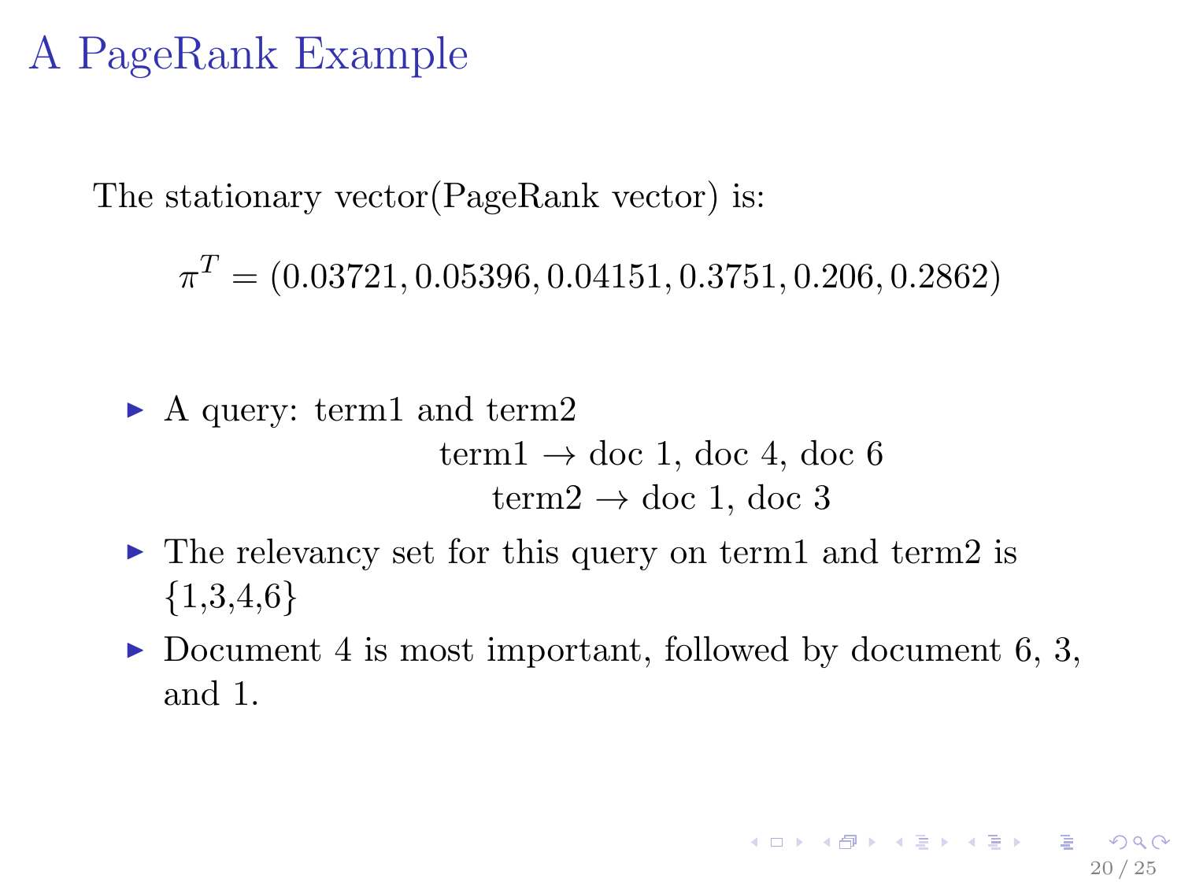# A PageRank Example

The stationary vector(PageRank vector) is:

$$\pi^T = (0.03721, 0.05396, 0.04151, 0.3751, 0.206, 0.2862)$$

- A query: term1 and term2

  term1 $\rightarrow$ doc 1, doc 4, doc 6

  term2 $\rightarrow$ doc 1, doc 3

- The relevancy set for this query on term1 and term2 is {1,3,4,6}
- Document 4 is most important, followed by document 6, 3, and 1.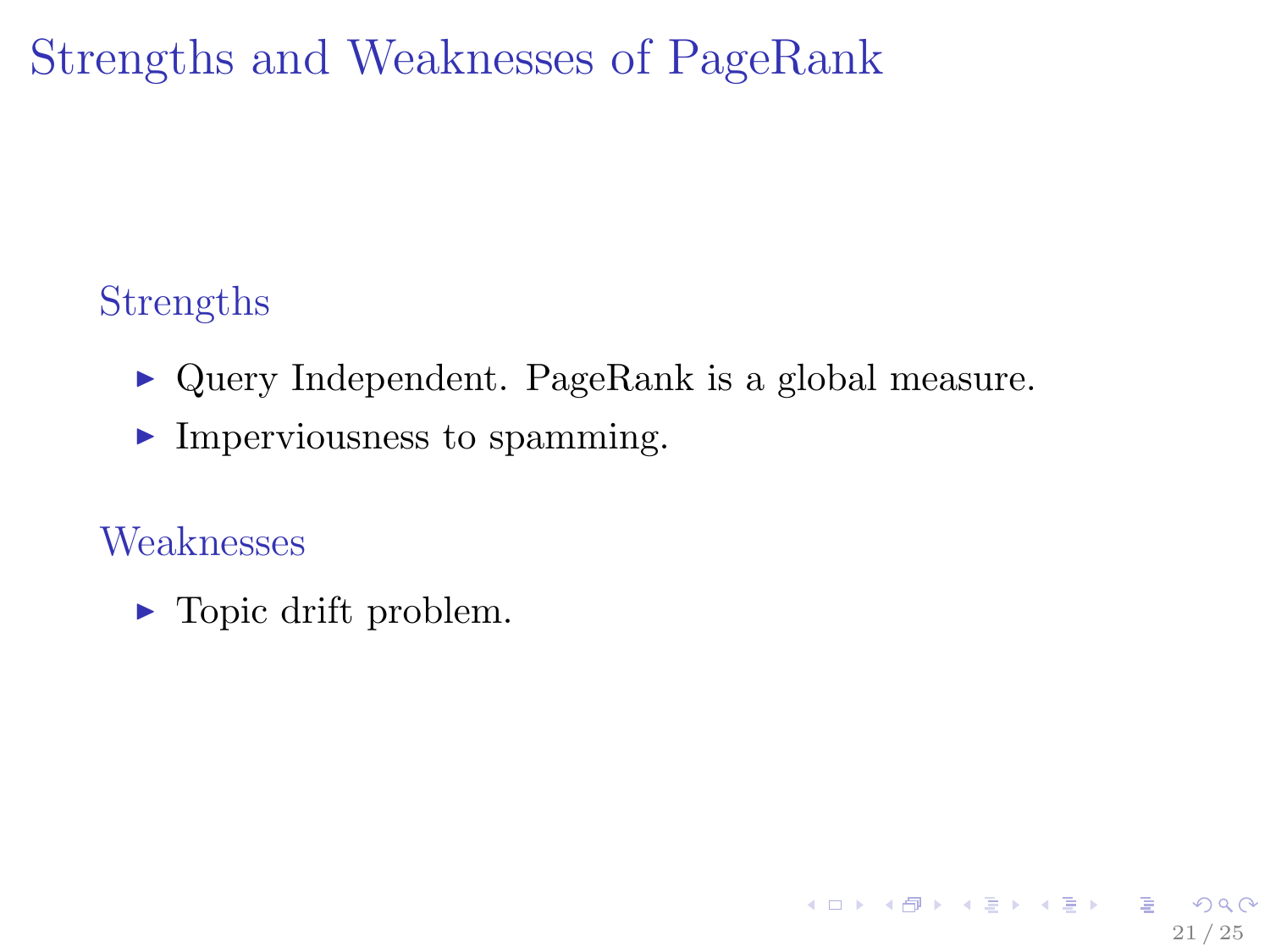# Strengths and Weaknesses of PageRank

## Strengths

- Query Independent. PageRank is a global measure.
- Imperviousness to spamming.

## Weaknesses

- Topic drift problem.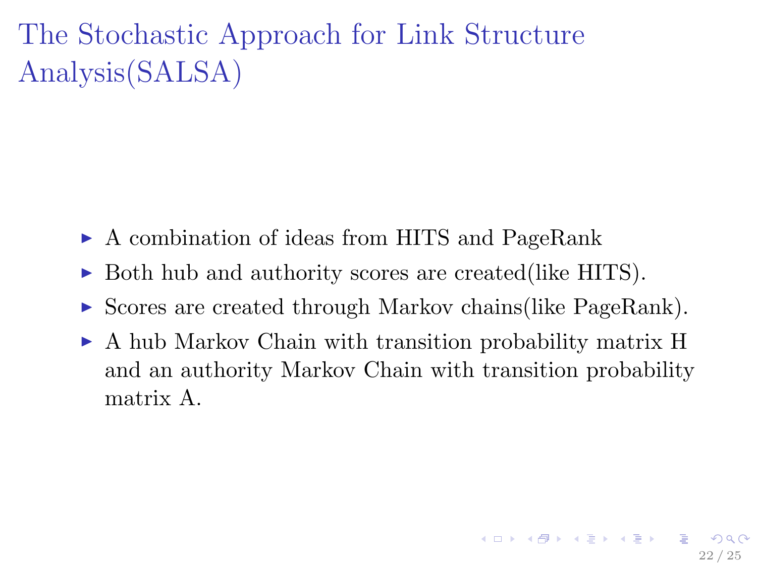# The Stochastic Approach for Link Structure Analysis(SALSA)

- A combination of ideas from HITS and PageRank
- Both hub and authority scores are created(like HITS).
- Scores are created through Markov chains(like PageRank).
- A hub Markov Chain with transition probability matrix H and an authority Markov Chain with transition probability matrix A.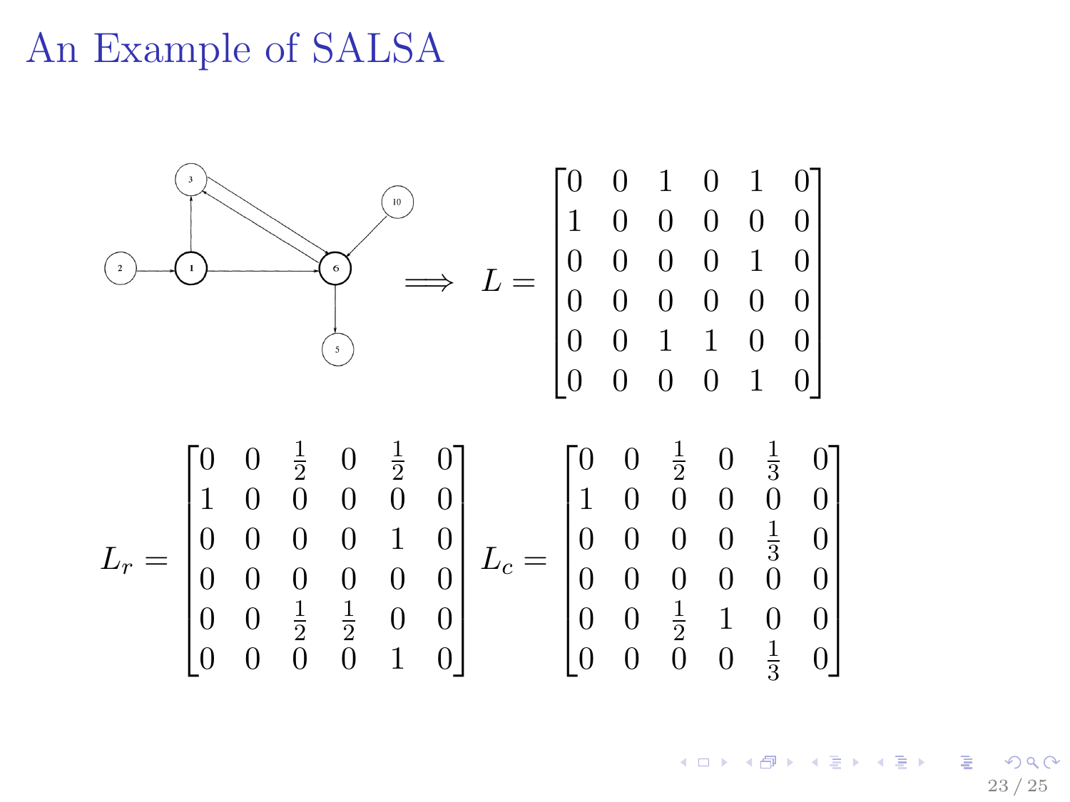# An Example of SALSA

$$\Longrightarrow \quad L = \begin{bmatrix} 0 & 0 & 1 & 0 & 1 & 0 \\ 1 & 0 & 0 & 0 & 0 & 0 \\ 0 & 0 & 0 & 0 & 1 & 0 \\ 0 & 0 & 0 & 0 & 0 & 0 \\ 0 & 0 & 1 & 1 & 0 & 0 \\ 0 & 0 & 0 & 0 & 1 & 0 \end{bmatrix}$$

$$L_r = \begin{bmatrix} 0 & 0 & \frac{1}{2} & 0 & \frac{1}{2} & 0 \\ 1 & 0 & 0 & 0 & 0 & 0 \\ 0 & 0 & 0 & 0 & 1 & 0 \\ 0 & 0 & 0 & 0 & 0 & 0 \\ 0 & 0 & \frac{1}{2} & \frac{1}{2} & 0 & 0 \\ 0 & 0 & 0 & 0 & 1 & 0 \end{bmatrix} \quad L_c = \begin{bmatrix} 0 & 0 & \frac{1}{2} & 0 & \frac{1}{3} & 0 \\ 1 & 0 & 0 & 0 & 0 & 0 \\ 0 & 0 & 0 & 0 & \frac{1}{3} & 0 \\ 0 & 0 & 0 & 0 & 0 & 0 \\ 0 & 0 & \frac{1}{2} & 1 & 0 & 0 \\ 0 & 0 & 0 & 0 & \frac{1}{3} & 0 \end{bmatrix}$$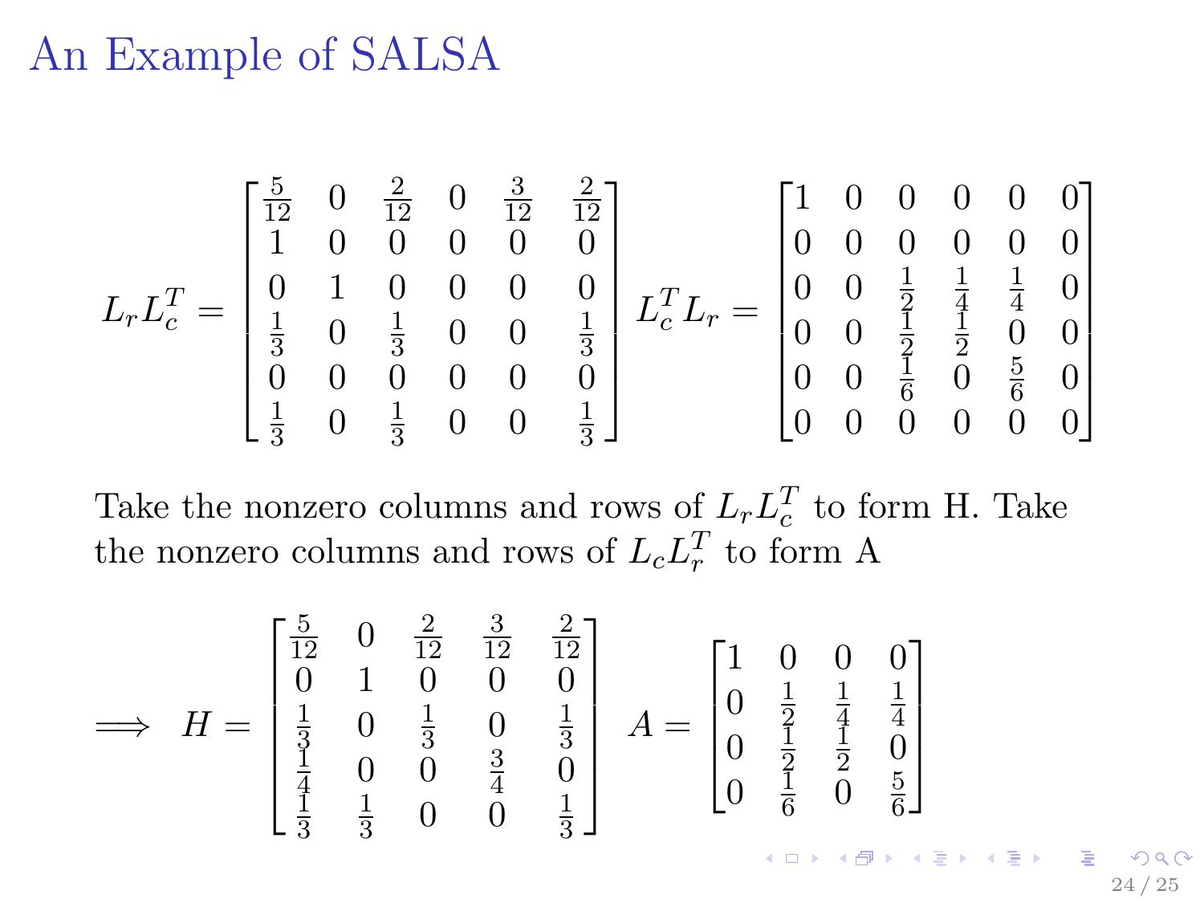# An Example of SALSA

$$
L_r L_c^T = \begin{bmatrix} \frac{5}{12} & 0 & \frac{2}{12} & 0 & \frac{3}{12} & \frac{2}{12} \\ 1 & 0 & 0 & 0 & 0 & 0 \\ 0 & 1 & 0 & 0 & 0 & 0 \\ \frac{1}{3} & 0 & \frac{1}{3} & 0 & 0 & \frac{1}{3} \\ 0 & 0 & 0 & 0 & 0 & 0 \\ \frac{1}{3} & 0 & \frac{1}{3} & 0 & 0 & \frac{1}{3} \end{bmatrix} \quad L_c^T L_r = \begin{bmatrix} 1 & 0 & 0 & 0 & 0 & 0 \\ 0 & 0 & 0 & 0 & 0 & 0 \\ 0 & 0 & \frac{1}{2} & \frac{1}{4} & \frac{1}{4} & 0 \\ 0 & 0 & \frac{1}{2} & \frac{1}{2} & 0 & 0 \\ 0 & 0 & \frac{1}{6} & 0 & \frac{5}{6} & 0 \\ 0 & 0 & 0 & 0 & 0 & 0 \end{bmatrix}
$$

Take the nonzero columns and rows of $L_r L_c^T$ to form H. Take the nonzero columns and rows of $L_c L_r^T$ to form A

$$
\implies H = \begin{bmatrix} \frac{5}{12} & 0 & \frac{2}{12} & \frac{3}{12} & \frac{2}{12} \\ 0 & 1 & 0 & 0 & 0 \\ \frac{1}{3} & 0 & \frac{1}{3} & 0 & \frac{1}{3} \\ \frac{1}{4} & 0 & 0 & \frac{3}{4} & 0 \\ \frac{1}{3} & \frac{1}{3} & 0 & 0 & \frac{1}{3} \end{bmatrix} \quad A = \begin{bmatrix} 1 & 0 & 0 & 0 \\ 0 & \frac{1}{2} & \frac{1}{4} & \frac{1}{4} \\ 0 & \frac{1}{2} & \frac{1}{2} & 0 \\ 0 & \frac{1}{6} & 0 & \frac{5}{6} \end{bmatrix}
$$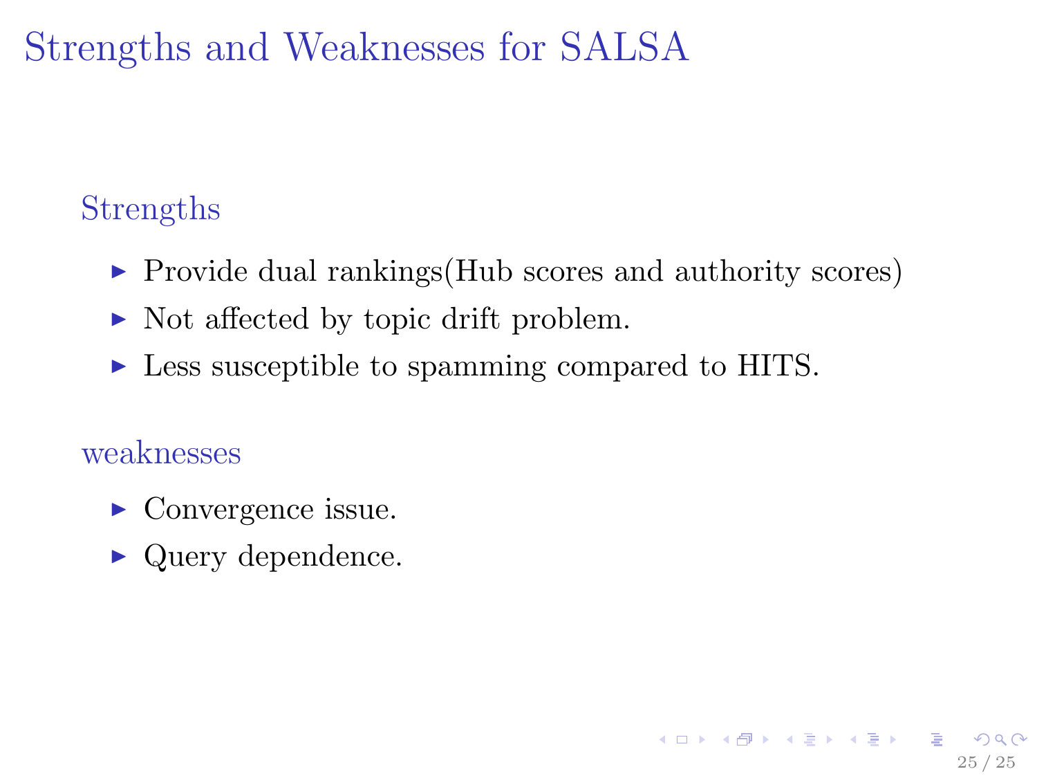# Strengths and Weaknesses for SALSA

### Strengths

- Provide dual rankings(Hub scores and authority scores)
- Not affected by topic drift problem.
- Less susceptible to spamming compared to HITS.

### weaknesses

- Convergence issue.
- Query dependence.